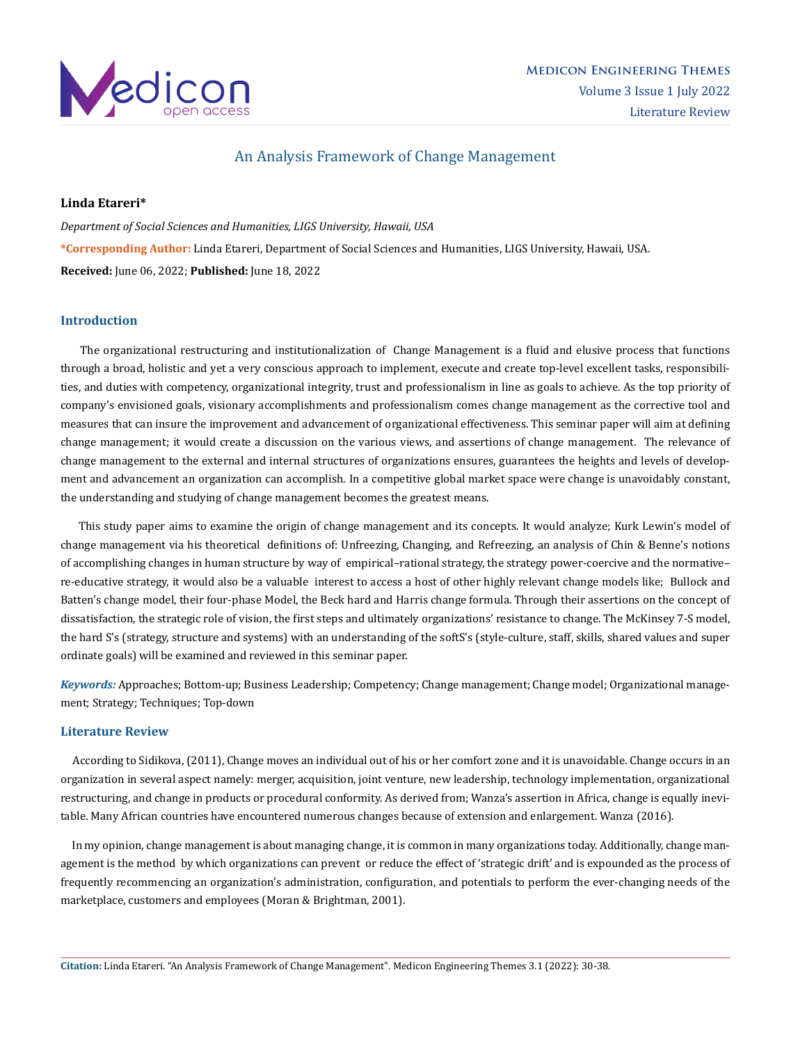# An Analysis Framework of Change Management

**Linda Etareri***

*Department of Social Sciences and Humanities, LIGS University, Hawaii, USA*

***Corresponding Author:** Linda Etareri, Department of Social Sciences and Humanities, LIGS University, Hawaii, USA.

**Received:** June 06, 2022; **Published:** June 18, 2022

## Introduction

The organizational restructuring and institutionalization of Change Management is a fluid and elusive process that functions through a broad, holistic and yet a very conscious approach to implement, execute and create top-level excellent tasks, responsibilities, and duties with competency, organizational integrity, trust and professionalism in line as goals to achieve. As the top priority of company's envisioned goals, visionary accomplishments and professionalism comes change management as the corrective tool and measures that can insure the improvement and advancement of organizational effectiveness. This seminar paper will aim at defining change management; it would create a discussion on the various views, and assertions of change management. The relevance of change management to the external and internal structures of organizations ensures, guarantees the heights and levels of development and advancement an organization can accomplish. In a competitive global market space were change is unavoidably constant, the understanding and studying of change management becomes the greatest means.

This study paper aims to examine the origin of change management and its concepts. It would analyze; Kurk Lewin's model of change management via his theoretical definitions of: Unfreezing, Changing, and Refreezing, an analysis of Chin & Benne's notions of accomplishing changes in human structure by way of empirical–rational strategy, the strategy power-coercive and the normative–re-educative strategy, it would also be a valuable interest to access a host of other highly relevant change models like; Bullock and Batten's change model, their four-phase Model, the Beck hard and Harris change formula. Through their assertions on the concept of dissatisfaction, the strategic role of vision, the first steps and ultimately organizations' resistance to change. The McKinsey 7-S model, the hard S's (strategy, structure and systems) with an understanding of the softS's (style-culture, staff, skills, shared values and super ordinate goals) will be examined and reviewed in this seminar paper.

***Keywords:*** Approaches; Bottom-up; Business Leadership; Competency; Change management; Change model; Organizational management; Strategy; Techniques; Top-down

## Literature Review

According to Sidikova, (2011), Change moves an individual out of his or her comfort zone and it is unavoidable. Change occurs in an organization in several aspect namely: merger, acquisition, joint venture, new leadership, technology implementation, organizational restructuring, and change in products or procedural conformity. As derived from; Wanza's assertion in Africa, change is equally inevitable. Many African countries have encountered numerous changes because of extension and enlargement. Wanza (2016).

In my opinion, change management is about managing change, it is common in many organizations today. Additionally, change management is the method by which organizations can prevent or reduce the effect of 'strategic drift' and is expounded as the process of frequently recommencing an organization's administration, configuration, and potentials to perform the ever-changing needs of the marketplace, customers and employees (Moran & Brightman, 2001).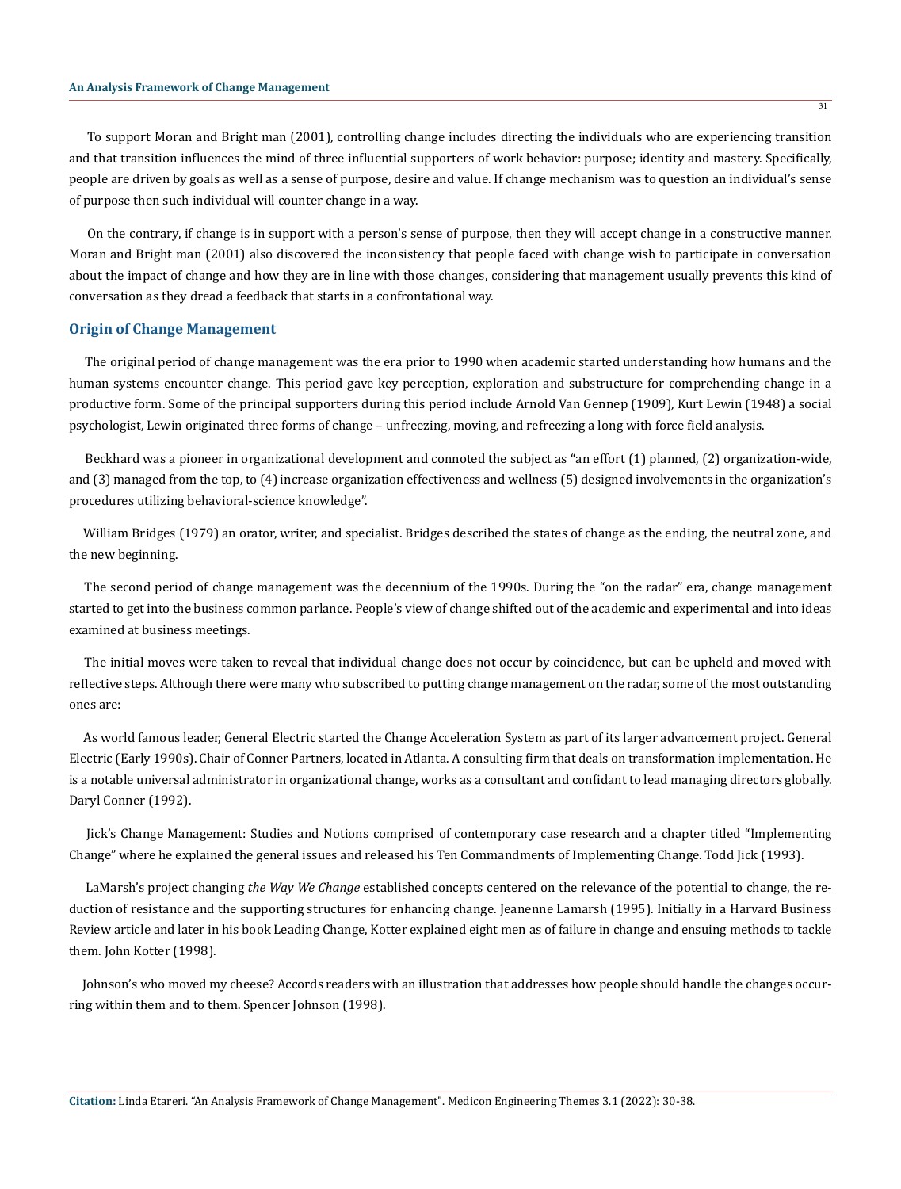To support Moran and Bright man (2001), controlling change includes directing the individuals who are experiencing transition and that transition influences the mind of three influential supporters of work behavior: purpose; identity and mastery. Specifically, people are driven by goals as well as a sense of purpose, desire and value. If change mechanism was to question an individual's sense of purpose then such individual will counter change in a way.

On the contrary, if change is in support with a person's sense of purpose, then they will accept change in a constructive manner. Moran and Bright man (2001) also discovered the inconsistency that people faced with change wish to participate in conversation about the impact of change and how they are in line with those changes, considering that management usually prevents this kind of conversation as they dread a feedback that starts in a confrontational way.

## Origin of Change Management

The original period of change management was the era prior to 1990 when academic started understanding how humans and the human systems encounter change. This period gave key perception, exploration and substructure for comprehending change in a productive form. Some of the principal supporters during this period include Arnold Van Gennep (1909), Kurt Lewin (1948) a social psychologist, Lewin originated three forms of change – unfreezing, moving, and refreezing a long with force field analysis.

Beckhard was a pioneer in organizational development and connoted the subject as "an effort (1) planned, (2) organization-wide, and (3) managed from the top, to (4) increase organization effectiveness and wellness (5) designed involvements in the organization's procedures utilizing behavioral-science knowledge".

William Bridges (1979) an orator, writer, and specialist. Bridges described the states of change as the ending, the neutral zone, and the new beginning.

The second period of change management was the decennium of the 1990s. During the "on the radar" era, change management started to get into the business common parlance. People's view of change shifted out of the academic and experimental and into ideas examined at business meetings.

The initial moves were taken to reveal that individual change does not occur by coincidence, but can be upheld and moved with reflective steps. Although there were many who subscribed to putting change management on the radar, some of the most outstanding ones are:

As world famous leader, General Electric started the Change Acceleration System as part of its larger advancement project. General Electric (Early 1990s). Chair of Conner Partners, located in Atlanta. A consulting firm that deals on transformation implementation. He is a notable universal administrator in organizational change, works as a consultant and confidant to lead managing directors globally. Daryl Conner (1992).

Jick's Change Management: Studies and Notions comprised of contemporary case research and a chapter titled "Implementing Change" where he explained the general issues and released his Ten Commandments of Implementing Change. Todd Jick (1993).

LaMarsh's project changing *the Way We Change* established concepts centered on the relevance of the potential to change, the reduction of resistance and the supporting structures for enhancing change. Jeanenne Lamarsh (1995). Initially in a Harvard Business Review article and later in his book Leading Change, Kotter explained eight men as of failure in change and ensuing methods to tackle them. John Kotter (1998).

Johnson's who moved my cheese? Accords readers with an illustration that addresses how people should handle the changes occurring within them and to them. Spencer Johnson (1998).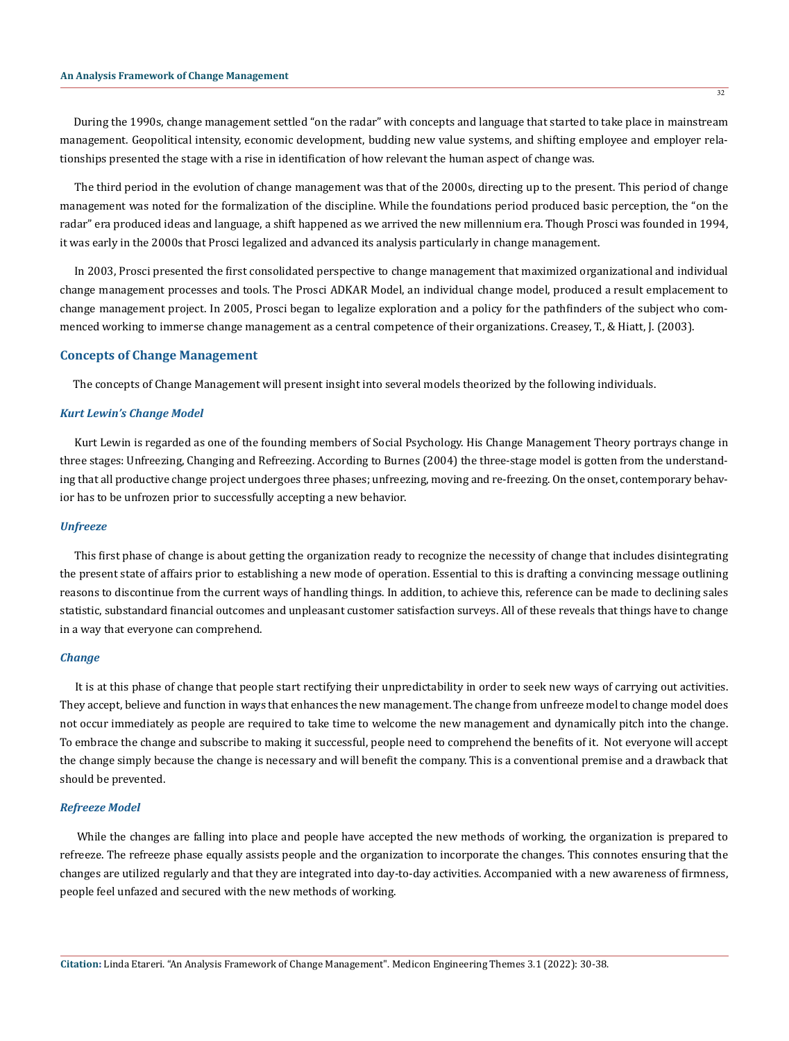During the 1990s, change management settled "on the radar" with concepts and language that started to take place in mainstream management. Geopolitical intensity, economic development, budding new value systems, and shifting employee and employer relationships presented the stage with a rise in identification of how relevant the human aspect of change was.

The third period in the evolution of change management was that of the 2000s, directing up to the present. This period of change management was noted for the formalization of the discipline. While the foundations period produced basic perception, the "on the radar" era produced ideas and language, a shift happened as we arrived the new millennium era. Though Prosci was founded in 1994, it was early in the 2000s that Prosci legalized and advanced its analysis particularly in change management.

In 2003, Prosci presented the first consolidated perspective to change management that maximized organizational and individual change management processes and tools. The Prosci ADKAR Model, an individual change model, produced a result emplacement to change management project. In 2005, Prosci began to legalize exploration and a policy for the pathfinders of the subject who commenced working to immerse change management as a central competence of their organizations. Creasey, T., & Hiatt, J. (2003).

## Concepts of Change Management

The concepts of Change Management will present insight into several models theorized by the following individuals.

### *Kurt Lewin's Change Model*

Kurt Lewin is regarded as one of the founding members of Social Psychology. His Change Management Theory portrays change in three stages: Unfreezing, Changing and Refreezing. According to Burnes (2004) the three-stage model is gotten from the understanding that all productive change project undergoes three phases; unfreezing, moving and re-freezing. On the onset, contemporary behavior has to be unfrozen prior to successfully accepting a new behavior.

### *Unfreeze*

This first phase of change is about getting the organization ready to recognize the necessity of change that includes disintegrating the present state of affairs prior to establishing a new mode of operation. Essential to this is drafting a convincing message outlining reasons to discontinue from the current ways of handling things. In addition, to achieve this, reference can be made to declining sales statistic, substandard financial outcomes and unpleasant customer satisfaction surveys. All of these reveals that things have to change in a way that everyone can comprehend.

### *Change*

It is at this phase of change that people start rectifying their unpredictability in order to seek new ways of carrying out activities. They accept, believe and function in ways that enhances the new management. The change from unfreeze model to change model does not occur immediately as people are required to take time to welcome the new management and dynamically pitch into the change. To embrace the change and subscribe to making it successful, people need to comprehend the benefits of it. Not everyone will accept the change simply because the change is necessary and will benefit the company. This is a conventional premise and a drawback that should be prevented.

### *Refreeze Model*

While the changes are falling into place and people have accepted the new methods of working, the organization is prepared to refreeze. The refreeze phase equally assists people and the organization to incorporate the changes. This connotes ensuring that the changes are utilized regularly and that they are integrated into day-to-day activities. Accompanied with a new awareness of firmness, people feel unfazed and secured with the new methods of working.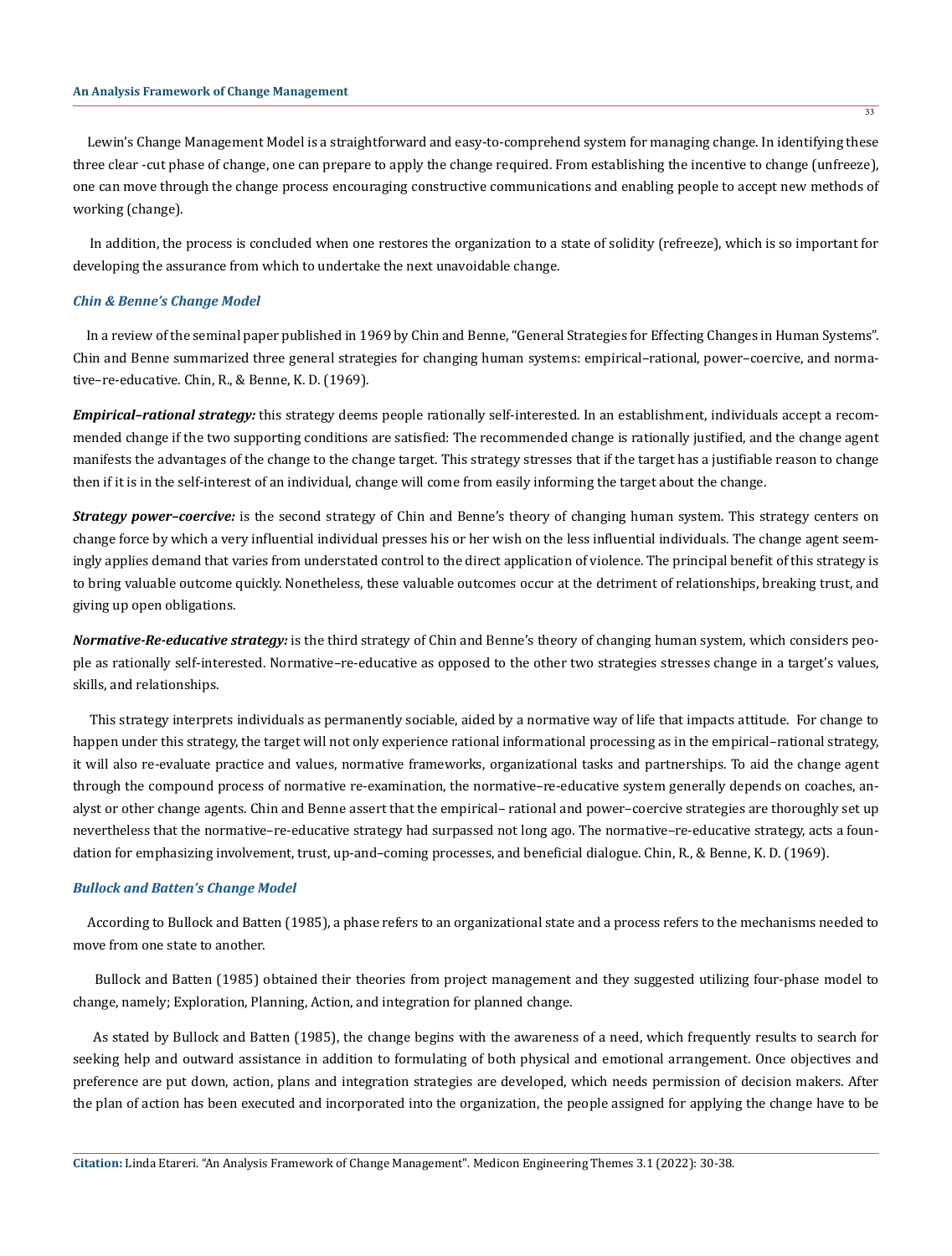Lewin's Change Management Model is a straightforward and easy-to-comprehend system for managing change. In identifying these three clear -cut phase of change, one can prepare to apply the change required. From establishing the incentive to change (unfreeze), one can move through the change process encouraging constructive communications and enabling people to accept new methods of working (change).

In addition, the process is concluded when one restores the organization to a state of solidity (refreeze), which is so important for developing the assurance from which to undertake the next unavoidable change.

### *Chin & Benne's Change Model*

In a review of the seminal paper published in 1969 by Chin and Benne, "General Strategies for Effecting Changes in Human Systems". Chin and Benne summarized three general strategies for changing human systems: empirical–rational, power–coercive, and normative–re-educative. Chin, R., & Benne, K. D. (1969).

***Empirical–rational strategy:*** this strategy deems people rationally self-interested. In an establishment, individuals accept a recommended change if the two supporting conditions are satisfied: The recommended change is rationally justified, and the change agent manifests the advantages of the change to the change target. This strategy stresses that if the target has a justifiable reason to change then if it is in the self-interest of an individual, change will come from easily informing the target about the change.

***Strategy power–coercive:*** is the second strategy of Chin and Benne's theory of changing human system. This strategy centers on change force by which a very influential individual presses his or her wish on the less influential individuals. The change agent seemingly applies demand that varies from understated control to the direct application of violence. The principal benefit of this strategy is to bring valuable outcome quickly. Nonetheless, these valuable outcomes occur at the detriment of relationships, breaking trust, and giving up open obligations.

***Normative-Re-educative strategy:*** is the third strategy of Chin and Benne's theory of changing human system, which considers people as rationally self-interested. Normative–re-educative as opposed to the other two strategies stresses change in a target's values, skills, and relationships.

This strategy interprets individuals as permanently sociable, aided by a normative way of life that impacts attitude. For change to happen under this strategy, the target will not only experience rational informational processing as in the empirical–rational strategy, it will also re-evaluate practice and values, normative frameworks, organizational tasks and partnerships. To aid the change agent through the compound process of normative re-examination, the normative–re-educative system generally depends on coaches, analyst or other change agents. Chin and Benne assert that the empirical– rational and power–coercive strategies are thoroughly set up nevertheless that the normative–re-educative strategy had surpassed not long ago. The normative–re-educative strategy, acts a foundation for emphasizing involvement, trust, up-and–coming processes, and beneficial dialogue. Chin, R., & Benne, K. D. (1969).

### *Bullock and Batten's Change Model*

According to Bullock and Batten (1985), a phase refers to an organizational state and a process refers to the mechanisms needed to move from one state to another.

Bullock and Batten (1985) obtained their theories from project management and they suggested utilizing four-phase model to change, namely; Exploration, Planning, Action, and integration for planned change.

As stated by Bullock and Batten (1985), the change begins with the awareness of a need, which frequently results to search for seeking help and outward assistance in addition to formulating of both physical and emotional arrangement. Once objectives and preference are put down, action, plans and integration strategies are developed, which needs permission of decision makers. After the plan of action has been executed and incorporated into the organization, the people assigned for applying the change have to be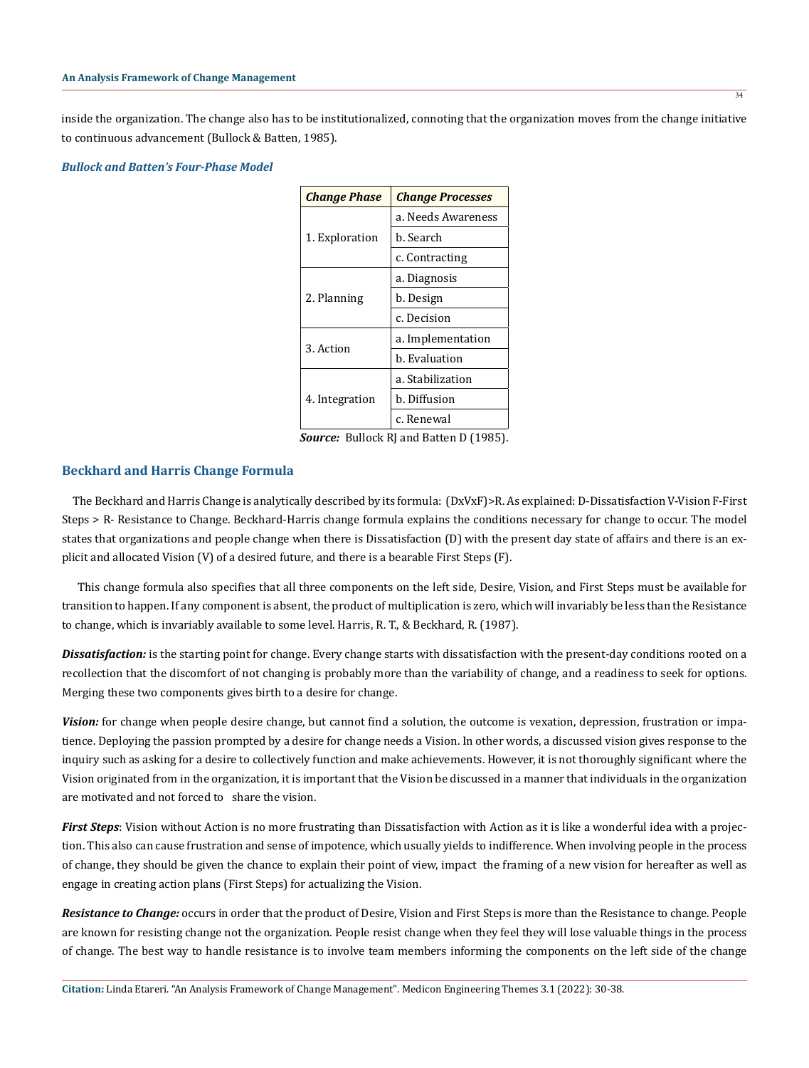inside the organization. The change also has to be institutionalized, connoting that the organization moves from the change initiative to continuous advancement (Bullock & Batten, 1985).

***Bullock and Batten's Four-Phase Model***

| *Change Phase* | *Change Processes* |
|---|---|
| 1. Exploration | a. Needs Awareness |
| | b. Search |
| | c. Contracting |
| 2. Planning | a. Diagnosis |
| | b. Design |
| | c. Decision |
| 3. Action | a. Implementation |
| | b. Evaluation |
| 4. Integration | a. Stabilization |
| | b. Diffusion |
| | c. Renewal |

***Source:*** Bullock RJ and Batten D (1985).

## Beckhard and Harris Change Formula

The Beckhard and Harris Change is analytically described by its formula: (DxVxF)>R. As explained: D-Dissatisfaction V-Vision F-First Steps > R- Resistance to Change. Beckhard-Harris change formula explains the conditions necessary for change to occur. The model states that organizations and people change when there is Dissatisfaction (D) with the present day state of affairs and there is an explicit and allocated Vision (V) of a desired future, and there is a bearable First Steps (F).

This change formula also specifies that all three components on the left side, Desire, Vision, and First Steps must be available for transition to happen. If any component is absent, the product of multiplication is zero, which will invariably be less than the Resistance to change, which is invariably available to some level. Harris, R. T., & Beckhard, R. (1987).

***Dissatisfaction:*** is the starting point for change. Every change starts with dissatisfaction with the present-day conditions rooted on a recollection that the discomfort of not changing is probably more than the variability of change, and a readiness to seek for options. Merging these two components gives birth to a desire for change.

***Vision:*** for change when people desire change, but cannot find a solution, the outcome is vexation, depression, frustration or impatience. Deploying the passion prompted by a desire for change needs a Vision. In other words, a discussed vision gives response to the inquiry such as asking for a desire to collectively function and make achievements. However, it is not thoroughly significant where the Vision originated from in the organization, it is important that the Vision be discussed in a manner that individuals in the organization are motivated and not forced to share the vision.

***First Steps***: Vision without Action is no more frustrating than Dissatisfaction with Action as it is like a wonderful idea with a projection. This also can cause frustration and sense of impotence, which usually yields to indifference. When involving people in the process of change, they should be given the chance to explain their point of view, impact the framing of a new vision for hereafter as well as engage in creating action plans (First Steps) for actualizing the Vision.

***Resistance to Change:*** occurs in order that the product of Desire, Vision and First Steps is more than the Resistance to change. People are known for resisting change not the organization. People resist change when they feel they will lose valuable things in the process of change. The best way to handle resistance is to involve team members informing the components on the left side of the change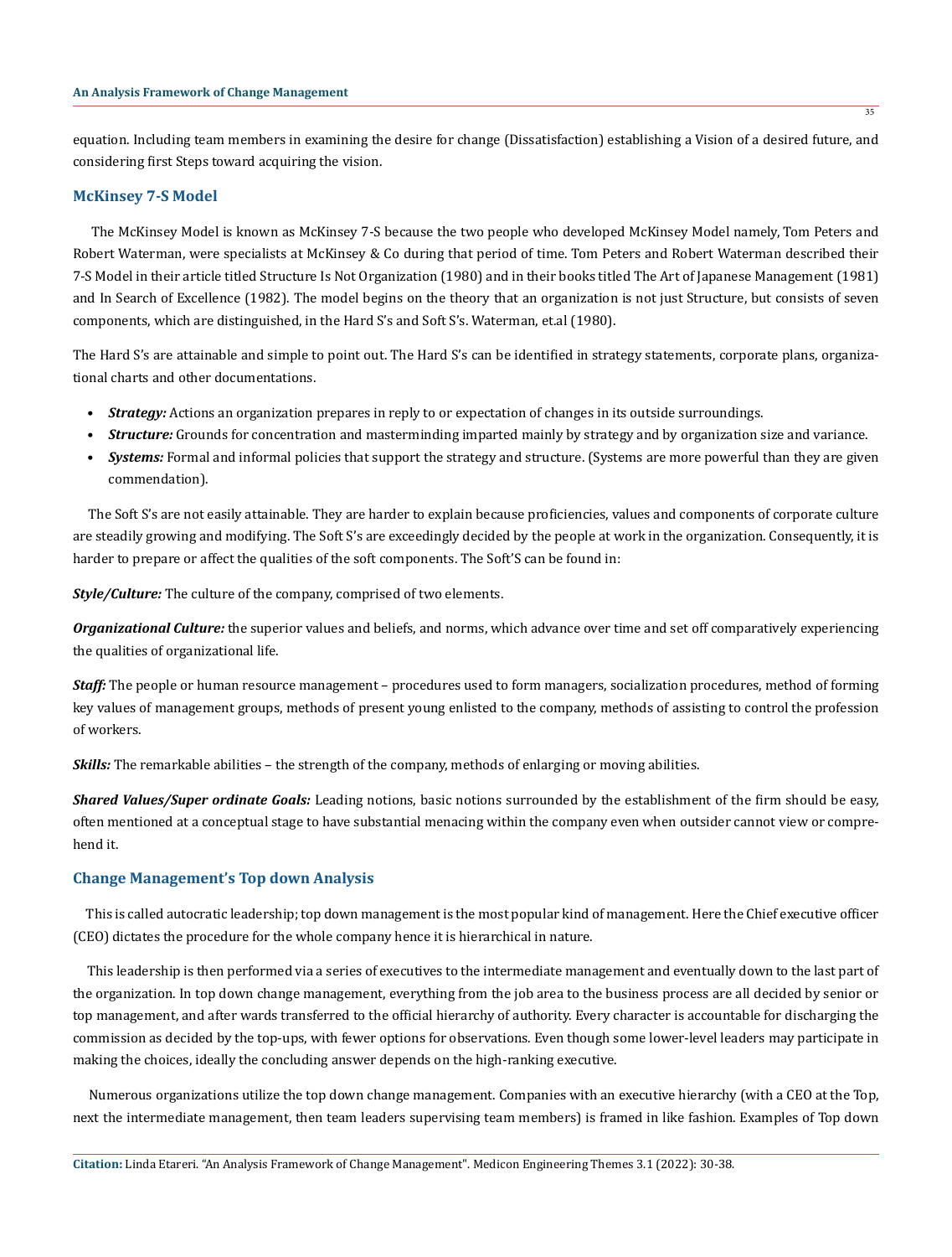equation. Including team members in examining the desire for change (Dissatisfaction) establishing a Vision of a desired future, and considering first Steps toward acquiring the vision.

## McKinsey 7-S Model

The McKinsey Model is known as McKinsey 7-S because the two people who developed McKinsey Model namely, Tom Peters and Robert Waterman, were specialists at McKinsey & Co during that period of time. Tom Peters and Robert Waterman described their 7-S Model in their article titled Structure Is Not Organization (1980) and in their books titled The Art of Japanese Management (1981) and In Search of Excellence (1982). The model begins on the theory that an organization is not just Structure, but consists of seven components, which are distinguished, in the Hard S's and Soft S's. Waterman, et.al (1980).

The Hard S's are attainable and simple to point out. The Hard S's can be identified in strategy statements, corporate plans, organizational charts and other documentations.

- ***Strategy:*** Actions an organization prepares in reply to or expectation of changes in its outside surroundings.
- ***Structure:*** Grounds for concentration and masterminding imparted mainly by strategy and by organization size and variance.
- ***Systems:*** Formal and informal policies that support the strategy and structure. (Systems are more powerful than they are given commendation).

The Soft S's are not easily attainable. They are harder to explain because proficiencies, values and components of corporate culture are steadily growing and modifying. The Soft S's are exceedingly decided by the people at work in the organization. Consequently, it is harder to prepare or affect the qualities of the soft components. The Soft'S can be found in:

***Style/Culture:*** The culture of the company, comprised of two elements.

***Organizational Culture:*** the superior values and beliefs, and norms, which advance over time and set off comparatively experiencing the qualities of organizational life.

***Staff:*** The people or human resource management – procedures used to form managers, socialization procedures, method of forming key values of management groups, methods of present young enlisted to the company, methods of assisting to control the profession of workers.

***Skills:*** The remarkable abilities – the strength of the company, methods of enlarging or moving abilities.

***Shared Values/Super ordinate Goals:*** Leading notions, basic notions surrounded by the establishment of the firm should be easy, often mentioned at a conceptual stage to have substantial menacing within the company even when outsider cannot view or comprehend it.

## Change Management's Top down Analysis

This is called autocratic leadership; top down management is the most popular kind of management. Here the Chief executive officer (CEO) dictates the procedure for the whole company hence it is hierarchical in nature.

This leadership is then performed via a series of executives to the intermediate management and eventually down to the last part of the organization. In top down change management, everything from the job area to the business process are all decided by senior or top management, and after wards transferred to the official hierarchy of authority. Every character is accountable for discharging the commission as decided by the top-ups, with fewer options for observations. Even though some lower-level leaders may participate in making the choices, ideally the concluding answer depends on the high-ranking executive.

Numerous organizations utilize the top down change management. Companies with an executive hierarchy (with a CEO at the Top, next the intermediate management, then team leaders supervising team members) is framed in like fashion. Examples of Top down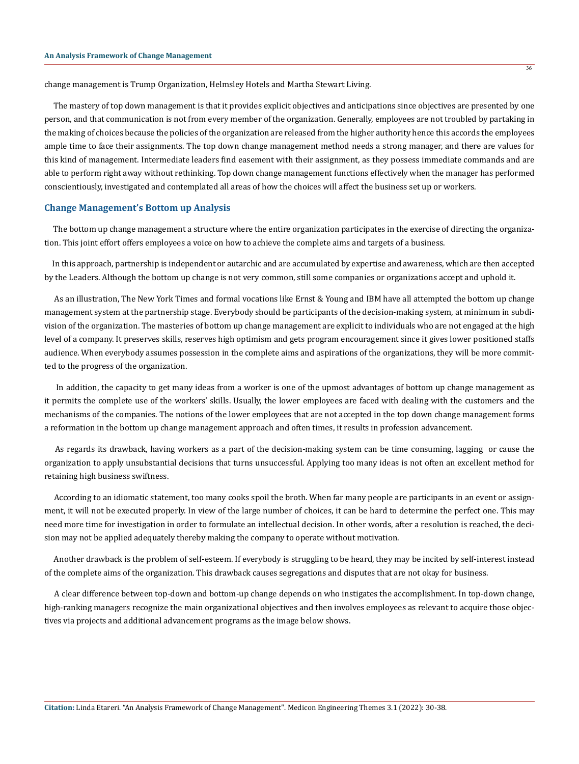change management is Trump Organization, Helmsley Hotels and Martha Stewart Living.

The mastery of top down management is that it provides explicit objectives and anticipations since objectives are presented by one person, and that communication is not from every member of the organization. Generally, employees are not troubled by partaking in the making of choices because the policies of the organization are released from the higher authority hence this accords the employees ample time to face their assignments. The top down change management method needs a strong manager, and there are values for this kind of management. Intermediate leaders find easement with their assignment, as they possess immediate commands and are able to perform right away without rethinking. Top down change management functions effectively when the manager has performed conscientiously, investigated and contemplated all areas of how the choices will affect the business set up or workers.

## Change Management's Bottom up Analysis

The bottom up change management a structure where the entire organization participates in the exercise of directing the organization. This joint effort offers employees a voice on how to achieve the complete aims and targets of a business.

In this approach, partnership is independent or autarchic and are accumulated by expertise and awareness, which are then accepted by the Leaders. Although the bottom up change is not very common, still some companies or organizations accept and uphold it.

As an illustration, The New York Times and formal vocations like Ernst & Young and IBM have all attempted the bottom up change management system at the partnership stage. Everybody should be participants of the decision-making system, at minimum in subdivision of the organization. The masteries of bottom up change management are explicit to individuals who are not engaged at the high level of a company. It preserves skills, reserves high optimism and gets program encouragement since it gives lower positioned staffs audience. When everybody assumes possession in the complete aims and aspirations of the organizations, they will be more committed to the progress of the organization.

In addition, the capacity to get many ideas from a worker is one of the upmost advantages of bottom up change management as it permits the complete use of the workers' skills. Usually, the lower employees are faced with dealing with the customers and the mechanisms of the companies. The notions of the lower employees that are not accepted in the top down change management forms a reformation in the bottom up change management approach and often times, it results in profession advancement.

As regards its drawback, having workers as a part of the decision-making system can be time consuming, lagging or cause the organization to apply unsubstantial decisions that turns unsuccessful. Applying too many ideas is not often an excellent method for retaining high business swiftness.

According to an idiomatic statement, too many cooks spoil the broth. When far many people are participants in an event or assignment, it will not be executed properly. In view of the large number of choices, it can be hard to determine the perfect one. This may need more time for investigation in order to formulate an intellectual decision. In other words, after a resolution is reached, the decision may not be applied adequately thereby making the company to operate without motivation.

Another drawback is the problem of self-esteem. If everybody is struggling to be heard, they may be incited by self-interest instead of the complete aims of the organization. This drawback causes segregations and disputes that are not okay for business.

A clear difference between top-down and bottom-up change depends on who instigates the accomplishment. In top-down change, high-ranking managers recognize the main organizational objectives and then involves employees as relevant to acquire those objectives via projects and additional advancement programs as the image below shows.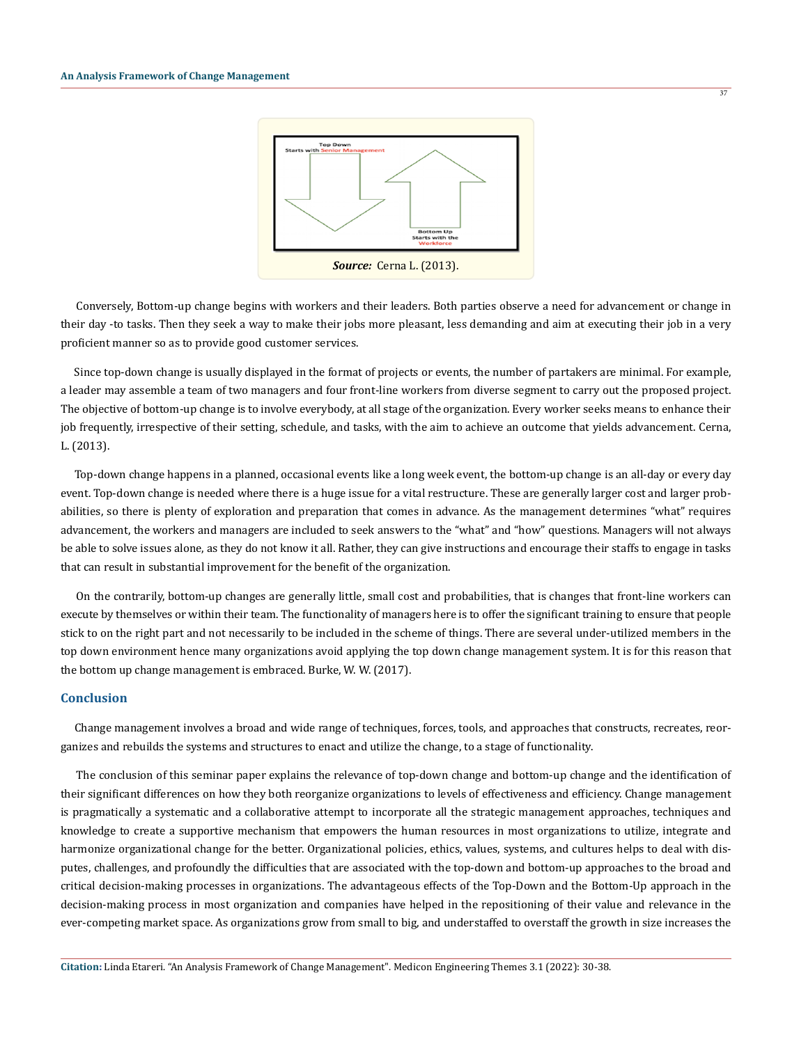Top Down
Starts with Senior Management

Bottom Up
Starts with the Workforce

***Source:*** Cerna L. (2013).

Conversely, Bottom-up change begins with workers and their leaders. Both parties observe a need for advancement or change in their day -to tasks. Then they seek a way to make their jobs more pleasant, less demanding and aim at executing their job in a very proficient manner so as to provide good customer services.

Since top-down change is usually displayed in the format of projects or events, the number of partakers are minimal. For example, a leader may assemble a team of two managers and four front-line workers from diverse segment to carry out the proposed project. The objective of bottom-up change is to involve everybody, at all stage of the organization. Every worker seeks means to enhance their job frequently, irrespective of their setting, schedule, and tasks, with the aim to achieve an outcome that yields advancement. Cerna, L. (2013).

Top-down change happens in a planned, occasional events like a long week event, the bottom-up change is an all-day or every day event. Top-down change is needed where there is a huge issue for a vital restructure. These are generally larger cost and larger probabilities, so there is plenty of exploration and preparation that comes in advance. As the management determines "what" requires advancement, the workers and managers are included to seek answers to the "what" and "how" questions. Managers will not always be able to solve issues alone, as they do not know it all. Rather, they can give instructions and encourage their staffs to engage in tasks that can result in substantial improvement for the benefit of the organization.

On the contrarily, bottom-up changes are generally little, small cost and probabilities, that is changes that front-line workers can execute by themselves or within their team. The functionality of managers here is to offer the significant training to ensure that people stick to on the right part and not necessarily to be included in the scheme of things. There are several under-utilized members in the top down environment hence many organizations avoid applying the top down change management system. It is for this reason that the bottom up change management is embraced. Burke, W. W. (2017).

## Conclusion

Change management involves a broad and wide range of techniques, forces, tools, and approaches that constructs, recreates, reorganizes and rebuilds the systems and structures to enact and utilize the change, to a stage of functionality.

The conclusion of this seminar paper explains the relevance of top-down change and bottom-up change and the identification of their significant differences on how they both reorganize organizations to levels of effectiveness and efficiency. Change management is pragmatically a systematic and a collaborative attempt to incorporate all the strategic management approaches, techniques and knowledge to create a supportive mechanism that empowers the human resources in most organizations to utilize, integrate and harmonize organizational change for the better. Organizational policies, ethics, values, systems, and cultures helps to deal with disputes, challenges, and profoundly the difficulties that are associated with the top-down and bottom-up approaches to the broad and critical decision-making processes in organizations. The advantageous effects of the Top-Down and the Bottom-Up approach in the decision-making process in most organization and companies have helped in the repositioning of their value and relevance in the ever-competing market space. As organizations grow from small to big, and understaffed to overstaff the growth in size increases the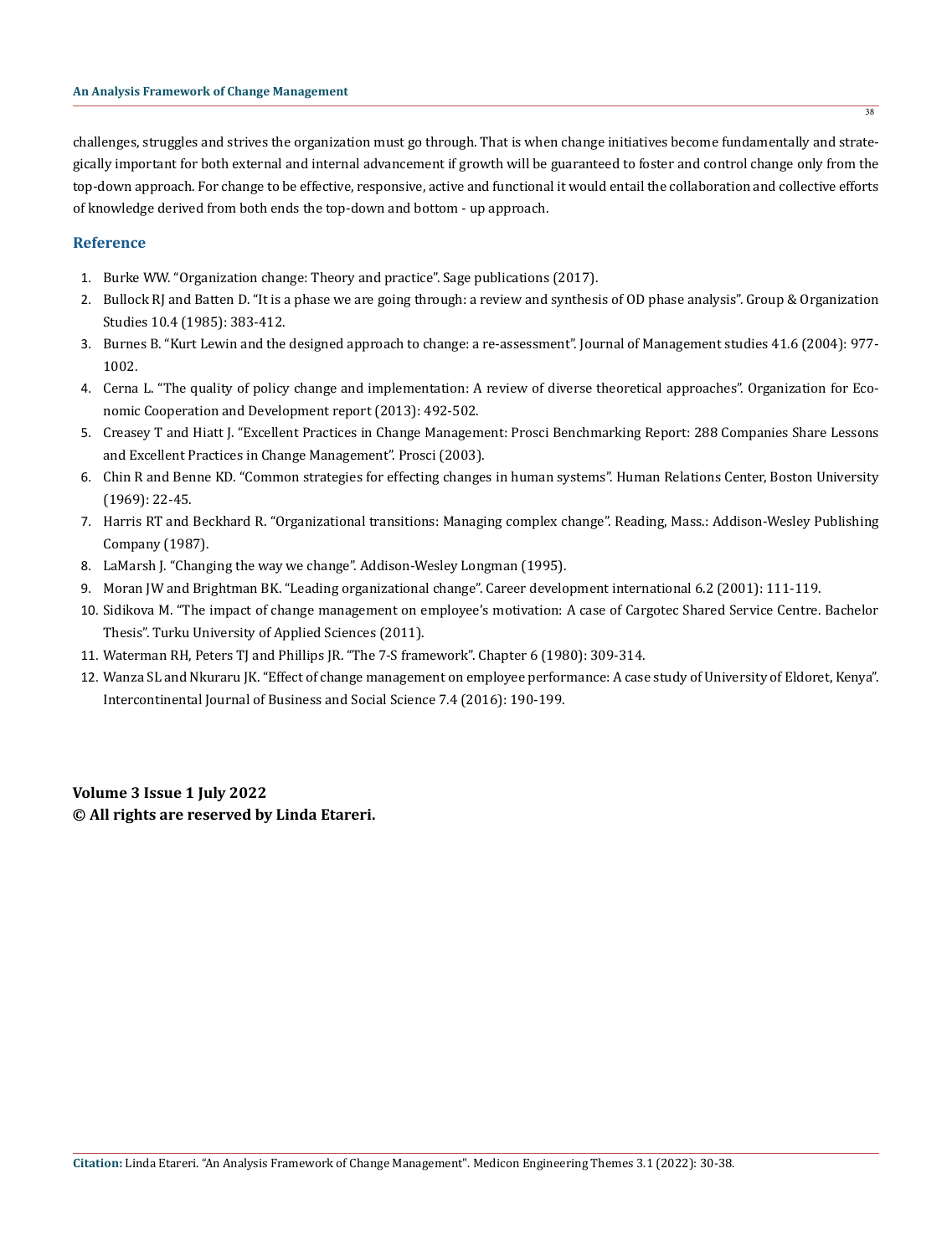challenges, struggles and strives the organization must go through. That is when change initiatives become fundamentally and strategically important for both external and internal advancement if growth will be guaranteed to foster and control change only from the top-down approach. For change to be effective, responsive, active and functional it would entail the collaboration and collective efforts of knowledge derived from both ends the top-down and bottom - up approach.

## Reference

1. Burke WW. "Organization change: Theory and practice". Sage publications (2017).
2. Bullock RJ and Batten D. "It is a phase we are going through: a review and synthesis of OD phase analysis". Group & Organization Studies 10.4 (1985): 383-412.
3. Burnes B. "Kurt Lewin and the designed approach to change: a re-assessment". Journal of Management studies 41.6 (2004): 977-1002.
4. Cerna L. "The quality of policy change and implementation: A review of diverse theoretical approaches". Organization for Economic Cooperation and Development report (2013): 492-502.
5. Creasey T and Hiatt J. "Excellent Practices in Change Management: Prosci Benchmarking Report: 288 Companies Share Lessons and Excellent Practices in Change Management". Prosci (2003).
6. Chin R and Benne KD. "Common strategies for effecting changes in human systems". Human Relations Center, Boston University (1969): 22-45.
7. Harris RT and Beckhard R. "Organizational transitions: Managing complex change". Reading, Mass.: Addison-Wesley Publishing Company (1987).
8. LaMarsh J. "Changing the way we change". Addison-Wesley Longman (1995).
9. Moran JW and Brightman BK. "Leading organizational change". Career development international 6.2 (2001): 111-119.
10. Sidikova M. "The impact of change management on employee's motivation: A case of Cargotec Shared Service Centre. Bachelor Thesis". Turku University of Applied Sciences (2011).
11. Waterman RH, Peters TJ and Phillips JR. "The 7-S framework". Chapter 6 (1980): 309-314.
12. Wanza SL and Nkuraru JK. "Effect of change management on employee performance: A case study of University of Eldoret, Kenya". Intercontinental Journal of Business and Social Science 7.4 (2016): 190-199.

**Volume 3 Issue 1 July 2022**
**© All rights are reserved by Linda Etareri.**